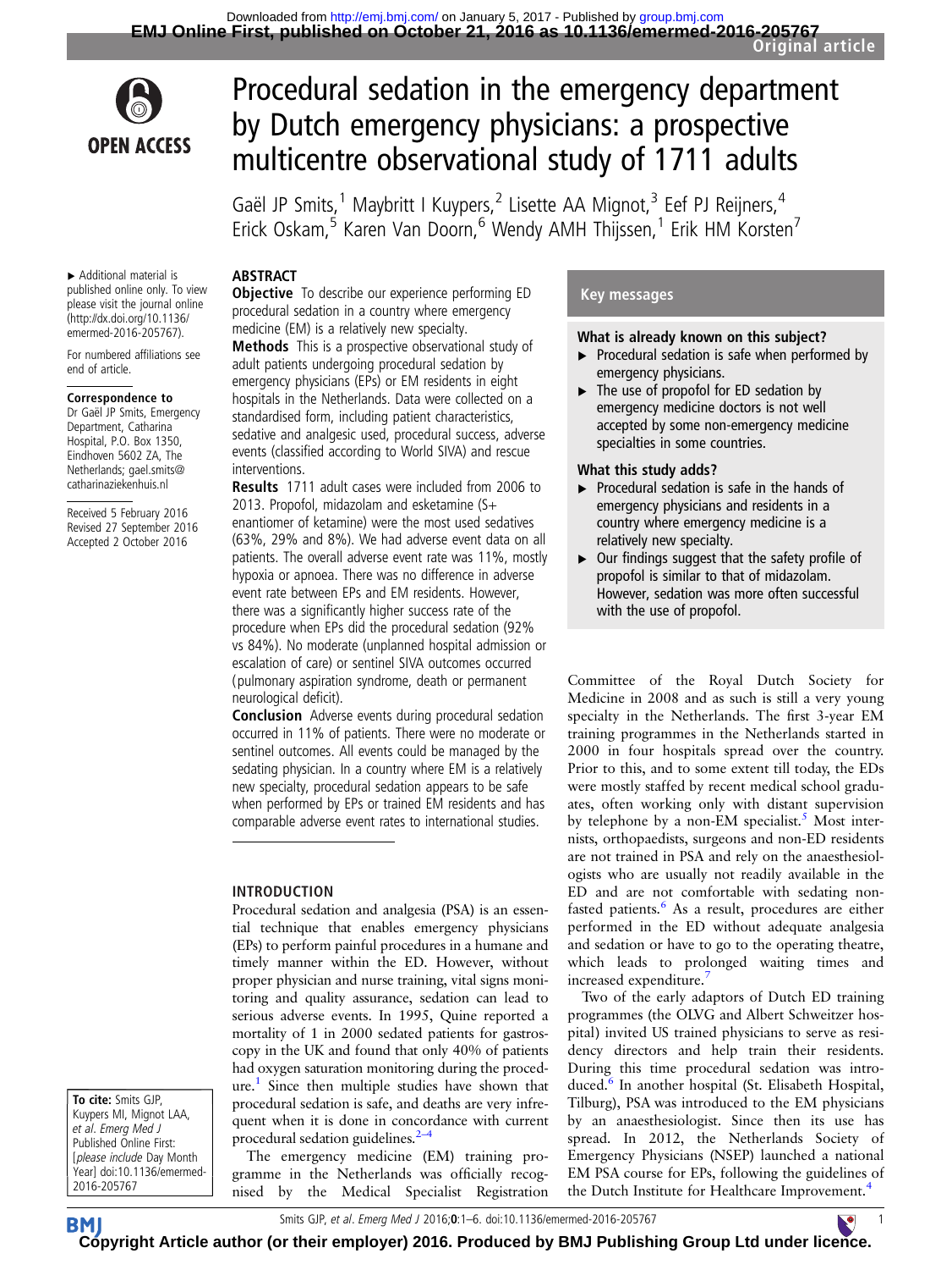# Procedural sedation in the emergency department by Dutch emergency physicians: a prospective multicentre observational study of 1711 adults

Gaël JP Smits,[1] Maybritt I Kuypers,[2] Lisette AA Mignot,[3] Eef PJ Reijners,[4] Erick Oskam,[5] Karen Van Doorn,[6] Wendy AMH Thijssen,[1] Erik HM Korsten[7]

▸ Additional material is published online only. To view please visit the journal online (http://dx.doi.org/10.1136/emermed-2016-205767).

For numbered affiliations see end of article.

**Correspondence to**
Dr Gaël JP Smits, Emergency Department, Catharina Hospital, P.O. Box 1350, Eindhoven 5602 ZA, The Netherlands; gael.smits@catharinaziekenhuis.nl

Received 5 February 2016
Revised 27 September 2016
Accepted 2 October 2016

## ABSTRACT

**Objective** To describe our experience performing ED procedural sedation in a country where emergency medicine (EM) is a relatively new specialty.

**Methods** This is a prospective observational study of adult patients undergoing procedural sedation by emergency physicians (EPs) or EM residents in eight hospitals in the Netherlands. Data were collected on a standardised form, including patient characteristics, sedative and analgesic used, procedural success, adverse events (classified according to World SIVA) and rescue interventions.

**Results** 1711 adult cases were included from 2006 to 2013. Propofol, midazolam and esketamine (S+ enantiomer of ketamine) were the most used sedatives (63%, 29% and 8%). We had adverse event data on all patients. The overall adverse event rate was 11%, mostly hypoxia or apnoea. There was no difference in adverse event rate between EPs and EM residents. However, there was a significantly higher success rate of the procedure when EPs did the procedural sedation (92% vs 84%). No moderate (unplanned hospital admission or escalation of care) or sentinel SIVA outcomes occurred (pulmonary aspiration syndrome, death or permanent neurological deficit).

**Conclusion** Adverse events during procedural sedation occurred in 11% of patients. There were no moderate or sentinel outcomes. All events could be managed by the sedating physician. In a country where EM is a relatively new specialty, procedural sedation appears to be safe when performed by EPs or trained EM residents and has comparable adverse event rates to international studies.

## Key messages

**What is already known on this subject?**

- Procedural sedation is safe when performed by emergency physicians.
- The use of propofol for ED sedation by emergency medicine doctors is not well accepted by some non-emergency medicine specialties in some countries.

**What this study adds?**

- Procedural sedation is safe in the hands of emergency physicians and residents in a country where emergency medicine is a relatively new specialty.
- Our findings suggest that the safety profile of propofol is similar to that of midazolam. However, sedation was more often successful with the use of propofol.

## INTRODUCTION

Procedural sedation and analgesia (PSA) is an essential technique that enables emergency physicians (EPs) to perform painful procedures in a humane and timely manner within the ED. However, without proper physician and nurse training, vital signs monitoring and quality assurance, sedation can lead to serious adverse events. In 1995, Quine reported a mortality of 1 in 2000 sedated patients for gastroscopy in the UK and found that only 40% of patients had oxygen saturation monitoring during the procedure.[1] Since then multiple studies have shown that procedural sedation is safe, and deaths are very infrequent when it is done in concordance with current procedural sedation guidelines.[2–4]

The emergency medicine (EM) training programme in the Netherlands was officially recognised by the Medical Specialist Registration Committee of the Royal Dutch Society for Medicine in 2008 and as such is still a very young specialty in the Netherlands. The first 3-year EM training programmes in the Netherlands started in 2000 in four hospitals spread over the country. Prior to this, and to some extent till today, the EDs were mostly staffed by recent medical school graduates, often working only with distant supervision by telephone by a non-EM specialist.[5] Most internists, orthopaedists, surgeons and non-ED residents are not trained in PSA and rely on the anaesthesiologists who are usually not readily available in the ED and are not comfortable with sedating non-fasted patients.[6] As a result, procedures are either performed in the ED without adequate analgesia and sedation or have to go to the operating theatre, which leads to prolonged waiting times and increased expenditure.[7]

Two of the early adaptors of Dutch ED training programmes (the OLVG and Albert Schweitzer hospital) invited US trained physicians to serve as residency directors and help train their residents. During this time procedural sedation was introduced.[6] In another hospital (St. Elisabeth Hospital, Tilburg), PSA was introduced to the EM physicians by an anaesthesiologist. Since then its use has spread. In 2012, the Netherlands Society of Emergency Physicians (NSEP) launched a national EM PSA course for EPs, following the guidelines of the Dutch Institute for Healthcare Improvement.[4]

**To cite:** Smits GJP, Kuypers MI, Mignot LAA, et al. Emerg Med J Published Online First: [please include Day Month Year] doi:10.1136/emermed-2016-205767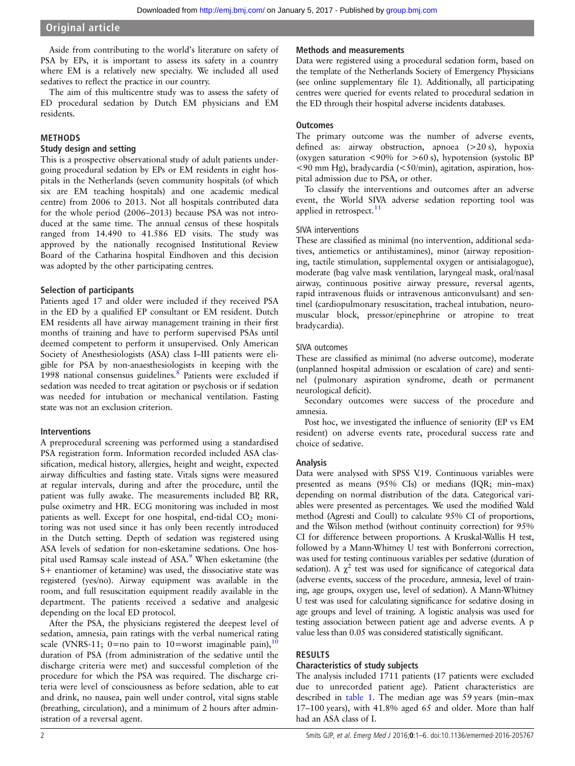Aside from contributing to the world's literature on safety of PSA by EPs, it is important to assess its safety in a country where EM is a relatively new specialty. We included all used sedatives to reflect the practice in our country.

The aim of this multicentre study was to assess the safety of ED procedural sedation by Dutch EM physicians and EM residents.

## METHODS

### Study design and setting

This is a prospective observational study of adult patients undergoing procedural sedation by EPs or EM residents in eight hospitals in the Netherlands (seven community hospitals (of which six are EM teaching hospitals) and one academic medical centre) from 2006 to 2013. Not all hospitals contributed data for the whole period (2006–2013) because PSA was not introduced at the same time. The annual census of these hospitals ranged from 14.490 to 41.586 ED visits. The study was approved by the nationally recognised Institutional Review Board of the Catharina hospital Eindhoven and this decision was adopted by the other participating centres.

### Selection of participants

Patients aged 17 and older were included if they received PSA in the ED by a qualified EP consultant or EM resident. Dutch EM residents all have airway management training in their first months of training and have to perform supervised PSAs until deemed competent to perform it unsupervised. Only American Society of Anesthesiologists (ASA) class I–III patients were eligible for PSA by non-anaesthesiologists in keeping with the 1998 national consensus guidelines.[8] Patients were excluded if sedation was needed to treat agitation or psychosis or if sedation was needed for intubation or mechanical ventilation. Fasting state was not an exclusion criterion.

### Interventions

A preprocedural screening was performed using a standardised PSA registration form. Information recorded included ASA classification, medical history, allergies, height and weight, expected airway difficulties and fasting state. Vitals signs were measured at regular intervals, during and after the procedure, until the patient was fully awake. The measurements included BP, RR, pulse oximetry and HR. ECG monitoring was included in most patients as well. Except for one hospital, end-tidal $CO_2$ monitoring was not used since it has only been recently introduced in the Dutch setting. Depth of sedation was registered using ASA levels of sedation for non-esketamine sedations. One hospital used Ramsay scale instead of ASA.[9] When esketamine (the S+ enantiomer of ketamine) was used, the dissociative state was registered (yes/no). Airway equipment was available in the room, and full resuscitation equipment readily available in the department. The patients received a sedative and analgesic depending on the local ED protocol.

After the PSA, the physicians registered the deepest level of sedation, amnesia, pain ratings with the verbal numerical rating scale (VNRS-11; 0=no pain to 10=worst imaginable pain),[10] duration of PSA (from administration of the sedative until the discharge criteria were met) and successful completion of the procedure for which the PSA was required. The discharge criteria were level of consciousness as before sedation, able to eat and drink, no nausea, pain well under control, vital signs stable (breathing, circulation), and a minimum of 2 hours after administration of a reversal agent.

### Methods and measurements

Data were registered using a procedural sedation form, based on the template of the Netherlands Society of Emergency Physicians (see online supplementary file 1). Additionally, all participating centres were queried for events related to procedural sedation in the ED through their hospital adverse incidents databases.

### Outcomes

The primary outcome was the number of adverse events, defined as: airway obstruction, apnoea (>20 s), hypoxia (oxygen saturation <90% for >60 s), hypotension (systolic BP <90 mm Hg), bradycardia (<50/min), agitation, aspiration, hospital admission due to PSA, or other.

To classify the interventions and outcomes after an adverse event, the World SIVA adverse sedation reporting tool was applied in retrospect.[11]

#### SIVA interventions

These are classified as minimal (no intervention, additional sedatives, antiemetics or antihistamines), minor (airway repositioning, tactile stimulation, supplemental oxygen or antisialagogue), moderate (bag valve mask ventilation, laryngeal mask, oral/nasal airway, continuous positive airway pressure, reversal agents, rapid intravenous fluids or intravenous anticonvulsant) and sentinel (cardiopulmonary resuscitation, tracheal intubation, neuromuscular block, pressor/epinephrine or atropine to treat bradycardia).

#### SIVA outcomes

These are classified as minimal (no adverse outcome), moderate (unplanned hospital admission or escalation of care) and sentinel (pulmonary aspiration syndrome, death or permanent neurological deficit).

Secondary outcomes were success of the procedure and amnesia.

Post hoc, we investigated the influence of seniority (EP vs EM resident) on adverse events rate, procedural success rate and choice of sedative.

### Analysis

Data were analysed with SPSS V.19. Continuous variables were presented as means (95% CIs) or medians (IQR; min–max) depending on normal distribution of the data. Categorical variables were presented as percentages. We used the modified Wald method (Agresti and Coull) to calculate 95% CI of proportions, and the Wilson method (without continuity correction) for 95% CI for difference between proportions. A Kruskal-Wallis H test, followed by a Mann-Whitney U test with Bonferroni correction, was used for testing continuous variables per sedative (duration of sedation). A $\chi^2$ test was used for significance of categorical data (adverse events, success of the procedure, amnesia, level of training, age groups, oxygen use, level of sedation). A Mann-Whitney U test was used for calculating significance for sedative dosing in age groups and level of training. A logistic analysis was used for testing association between patient age and adverse events. A p value less than 0.05 was considered statistically significant.

## RESULTS

### Characteristics of study subjects

The analysis included 1711 patients (17 patients were excluded due to unrecorded patient age). Patient characteristics are described in table 1. The median age was 59 years (min–max 17–100 years), with 41.8% aged 65 and older. More than half had an ASA class of I.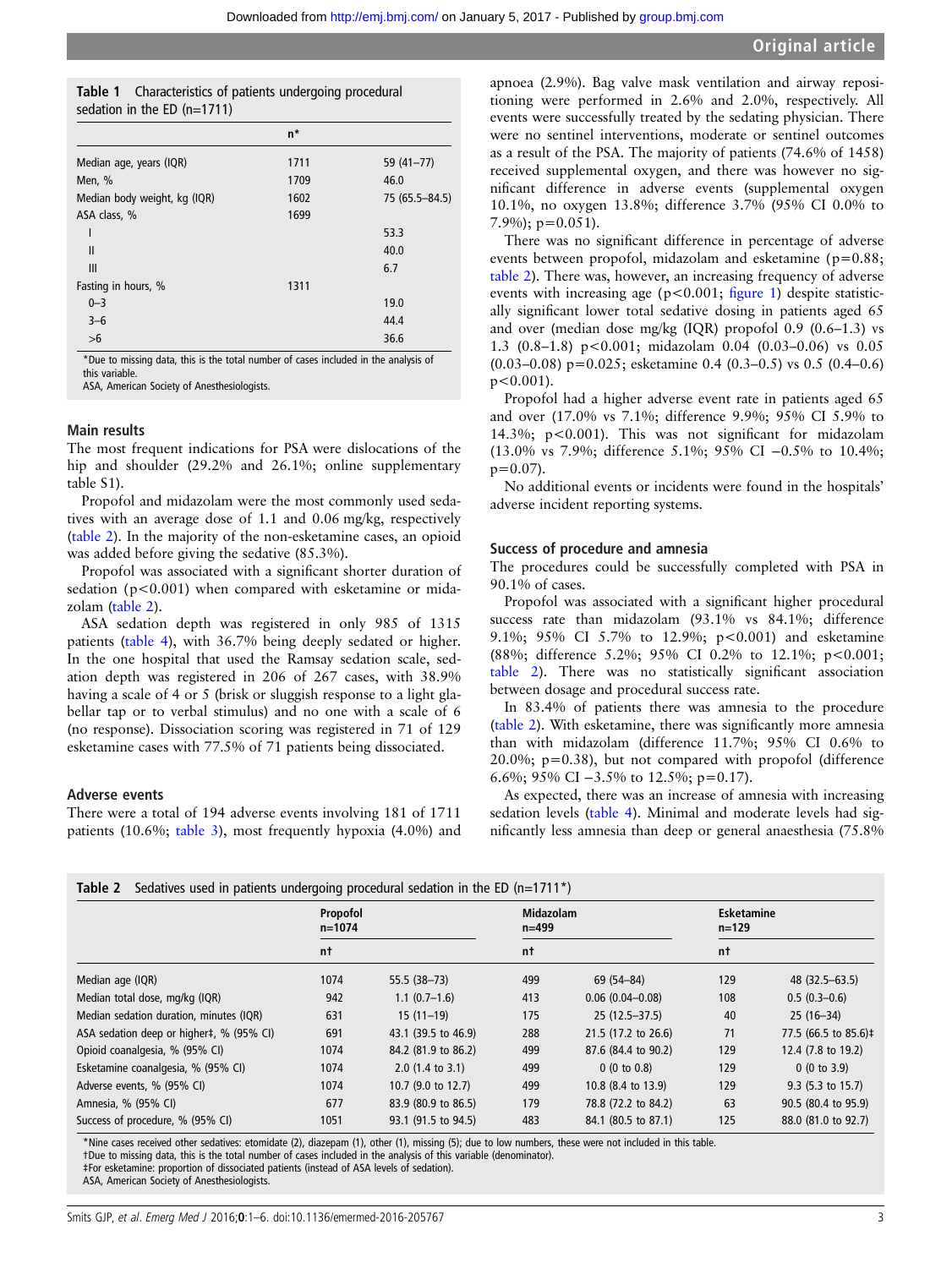**Table 1** Characteristics of patients undergoing procedural sedation in the ED (n=1711)

| | n* | |
|---|---|---|
| Median age, years (IQR) | 1711 | 59 (41–77) |
| Men, % | 1709 | 46.0 |
| Median body weight, kg (IQR) | 1602 | 75 (65.5–84.5) |
| ASA class, % | 1699 | |
| I | | 53.3 |
| II | | 40.0 |
| III | | 6.7 |
| Fasting in hours, % | 1311 | |
| 0–3 | | 19.0 |
| 3–6 | | 44.4 |
| >6 | | 36.6 |

*Due to missing data, this is the total number of cases included in the analysis of this variable.
ASA, American Society of Anesthesiologists.

### Main results

The most frequent indications for PSA were dislocations of the hip and shoulder (29.2% and 26.1%; online supplementary table S1).

Propofol and midazolam were the most commonly used sedatives with an average dose of 1.1 and 0.06 mg/kg, respectively (table 2). In the majority of the non-esketamine cases, an opioid was added before giving the sedative (85.3%).

Propofol was associated with a significant shorter duration of sedation ($p<0.001$) when compared with esketamine or midazolam (table 2).

ASA sedation depth was registered in only 985 of 1315 patients (table 4), with 36.7% being deeply sedated or higher. In the one hospital that used the Ramsay sedation scale, sedation depth was registered in 206 of 267 cases, with 38.9% having a scale of 4 or 5 (brisk or sluggish response to a light glabellar tap or to verbal stimulus) and no one with a scale of 6 (no response). Dissociation scoring was registered in 71 of 129 esketamine cases with 77.5% of 71 patients being dissociated.

### Adverse events

There were a total of 194 adverse events involving 181 of 1711 patients (10.6%; table 3), most frequently hypoxia (4.0%) and apnoea (2.9%). Bag valve mask ventilation and airway repositioning were performed in 2.6% and 2.0%, respectively. All events were successfully treated by the sedating physician. There were no sentinel interventions, moderate or sentinel outcomes as a result of the PSA. The majority of patients (74.6% of 1458) received supplemental oxygen, and there was however no significant difference in adverse events (supplemental oxygen 10.1%, no oxygen 13.8%; difference 3.7% (95% CI 0.0% to 7.9%); $p=0.051$).

There was no significant difference in percentage of adverse events between propofol, midazolam and esketamine ($p=0.88$; table 2). There was, however, an increasing frequency of adverse events with increasing age ($p<0.001$; figure 1) despite statistically significant lower total sedative dosing in patients aged 65 and over (median dose mg/kg (IQR) propofol 0.9 (0.6–1.3) vs 1.3 (0.8–1.8) $p<0.001$; midazolam 0.04 (0.03–0.06) vs 0.05 (0.03–0.08) $p=0.025$; esketamine 0.4 (0.3–0.5) vs 0.5 (0.4–0.6) $p<0.001$).

Propofol had a higher adverse event rate in patients aged 65 and over (17.0% vs 7.1%; difference 9.9%; 95% CI 5.9% to 14.3%; $p<0.001$). This was not significant for midazolam (13.0% vs 7.9%; difference 5.1%; 95% CI −0.5% to 10.4%; $p=0.07$).

No additional events or incidents were found in the hospitals' adverse incident reporting systems.

### Success of procedure and amnesia

The procedures could be successfully completed with PSA in 90.1% of cases.

Propofol was associated with a significant higher procedural success rate than midazolam (93.1% vs 84.1%; difference 9.1%; 95% CI 5.7% to 12.9%; $p<0.001$) and esketamine (88%; difference 5.2%; 95% CI 0.2% to 12.1%; $p<0.001$; table 2). There was no statistically significant association between dosage and procedural success rate.

In 83.4% of patients there was amnesia to the procedure (table 2). With esketamine, there was significantly more amnesia than with midazolam (difference 11.7%; 95% CI 0.6% to 20.0%; $p=0.38$), but not compared with propofol (difference 6.6%; 95% CI −3.5% to 12.5%; $p=0.17$).

As expected, there was an increase of amnesia with increasing sedation levels (table 4). Minimal and moderate levels had significantly less amnesia than deep or general anaesthesia (75.8%

**Table 2** Sedatives used in patients undergoing procedural sedation in the ED (n=1711*)

| | Propofol n=1074 | | Midazolam n=499 | | Esketamine n=129 | |
|---|---|---|---|---|---|---|
| | n† | | n† | | n† | |
| Median age (IQR) | 1074 | 55.5 (38–73) | 499 | 69 (54–84) | 129 | 48 (32.5–63.5) |
| Median total dose, mg/kg (IQR) | 942 | 1.1 (0.7–1.6) | 413 | 0.06 (0.04–0.08) | 108 | 0.5 (0.3–0.6) |
| Median sedation duration, minutes (IQR) | 631 | 15 (11–19) | 175 | 25 (12.5–37.5) | 40 | 25 (16–34) |
| ASA sedation deep or higher‡, % (95% CI) | 691 | 43.1 (39.5 to 46.9) | 288 | 21.5 (17.2 to 26.6) | 71 | 77.5 (66.5 to 85.6)‡ |
| Opioid coanalgesia, % (95% CI) | 1074 | 84.2 (81.9 to 86.2) | 499 | 87.6 (84.4 to 90.2) | 129 | 12.4 (7.8 to 19.2) |
| Esketamine coanalgesia, % (95% CI) | 1074 | 2.0 (1.4 to 3.1) | 499 | 0 (0 to 0.8) | 129 | 0 (0 to 3.9) |
| Adverse events, % (95% CI) | 1074 | 10.7 (9.0 to 12.7) | 499 | 10.8 (8.4 to 13.9) | 129 | 9.3 (5.3 to 15.7) |
| Amnesia, % (95% CI) | 677 | 83.9 (80.9 to 86.5) | 179 | 78.8 (72.2 to 84.2) | 63 | 90.5 (80.4 to 95.9) |
| Success of procedure, % (95% CI) | 1051 | 93.1 (91.5 to 94.5) | 483 | 84.1 (80.5 to 87.1) | 125 | 88.0 (81.0 to 92.7) |

*Nine cases received other sedatives: etomidate (2), diazepam (1), other (1), missing (5); due to low numbers, these were not included in this table.
†Due to missing data, this is the total number of cases included in the analysis of this variable (denominator).
‡For esketamine: proportion of dissociated patients (instead of ASA levels of sedation).
ASA, American Society of Anesthesiologists.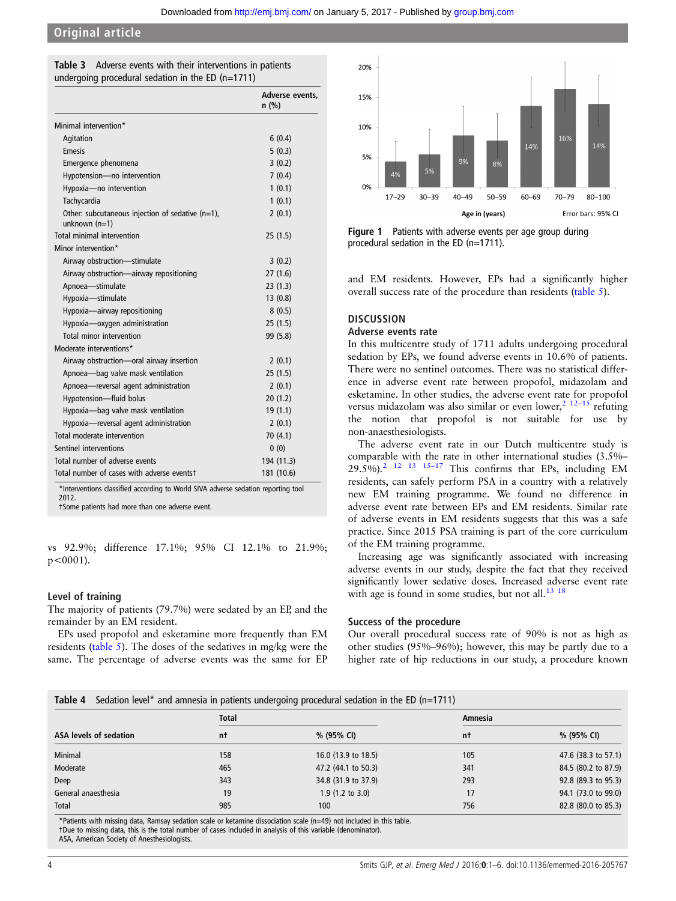**Table 3** Adverse events with their interventions in patients undergoing procedural sedation in the ED (n=1711)

| | Adverse events, n (%) |
|---|---|
| Minimal intervention* | |
| Agitation | 6 (0.4) |
| Emesis | 5 (0.3) |
| Emergence phenomena | 3 (0.2) |
| Hypotension—no intervention | 7 (0.4) |
| Hypoxia—no intervention | 1 (0.1) |
| Tachycardia | 1 (0.1) |
| Other: subcutaneous injection of sedative (n=1), unknown (n=1) | 2 (0.1) |
| Total minimal intervention | 25 (1.5) |
| Minor intervention* | |
| Airway obstruction—stimulate | 3 (0.2) |
| Airway obstruction—airway repositioning | 27 (1.6) |
| Apnoea—stimulate | 23 (1.3) |
| Hypoxia—stimulate | 13 (0.8) |
| Hypoxia—airway repositioning | 8 (0.5) |
| Hypoxia—oxygen administration | 25 (1.5) |
| Total minor intervention | 99 (5.8) |
| Moderate interventions* | |
| Airway obstruction—oral airway insertion | 2 (0.1) |
| Apnoea—bag valve mask ventilation | 25 (1.5) |
| Apnoea—reversal agent administration | 2 (0.1) |
| Hypotension—fluid bolus | 20 (1.2) |
| Hypoxia—bag valve mask ventilation | 19 (1.1) |
| Hypoxia—reversal agent administration | 2 (0.1) |
| Total moderate intervention | 70 (4.1) |
| Sentinel interventions | 0 (0) |
| Total number of adverse events | 194 (11.3) |
| Total number of cases with adverse events† | 181 (10.6) |

*Interventions classified according to World SIVA adverse sedation reporting tool 2012.
†Some patients had more than one adverse event.

vs 92.9%; difference 17.1%; 95% CI 12.1% to 21.9%; p<0001).

### Level of training

The majority of patients (79.7%) were sedated by an EP, and the remainder by an EM resident.

EPs used propofol and esketamine more frequently than EM residents (table 5). The doses of the sedatives in mg/kg were the same. The percentage of adverse events was the same for EP and EM residents. However, EPs had a significantly higher overall success rate of the procedure than residents (table 5).

**Figure 1** Patients with adverse events per age group during procedural sedation in the ED (n=1711).

## DISCUSSION

### Adverse events rate

In this multicentre study of 1711 adults undergoing procedural sedation by EPs, we found adverse events in 10.6% of patients. There were no sentinel outcomes. There was no statistical difference in adverse event rate between propofol, midazolam and esketamine. In other studies, the adverse event rate for propofol versus midazolam was also similar or even lower,[2 12–15] refuting the notion that propofol is not suitable for use by non-anaesthesiologists.

The adverse event rate in our Dutch multicentre study is comparable with the rate in other international studies (3.5%–29.5%).[2 12 13 15–17] This confirms that EPs, including EM residents, can safely perform PSA in a country with a relatively new EM training programme. We found no difference in adverse event rate between EPs and EM residents. Similar rate of adverse events in EM residents suggests that this was a safe practice. Since 2015 PSA training is part of the core curriculum of the EM training programme.

Increasing age was significantly associated with increasing adverse events in our study, despite the fact that they received significantly lower sedative doses. Increased adverse event rate with age is found in some studies, but not all.[13 18]

### Success of the procedure

Our overall procedural success rate of 90% is not as high as other studies (95%–96%); however, this may be partly due to a higher rate of hip reductions in our study, a procedure known

**Table 4** Sedation level* and amnesia in patients undergoing procedural sedation in the ED (n=1711)

| | Total | | Amnesia | |
|---|---|---|---|---|
| ASA levels of sedation | n† | % (95% CI) | n† | % (95% CI) |
| Minimal | 158 | 16.0 (13.9 to 18.5) | 105 | 47.6 (38.3 to 57.1) |
| Moderate | 465 | 47.2 (44.1 to 50.3) | 341 | 84.5 (80.2 to 87.9) |
| Deep | 343 | 34.8 (31.9 to 37.9) | 293 | 92.8 (89.3 to 95.3) |
| General anaesthesia | 19 | 1.9 (1.2 to 3.0) | 17 | 94.1 (73.0 to 99.0) |
| Total | 985 | 100 | 756 | 82.8 (80.0 to 85.3) |

*Patients with missing data, Ramsay sedation scale or ketamine dissociation scale (n=49) not included in this table.
†Due to missing data, this is the total number of cases included in analysis of this variable (denominator).
ASA, American Society of Anesthesiologists.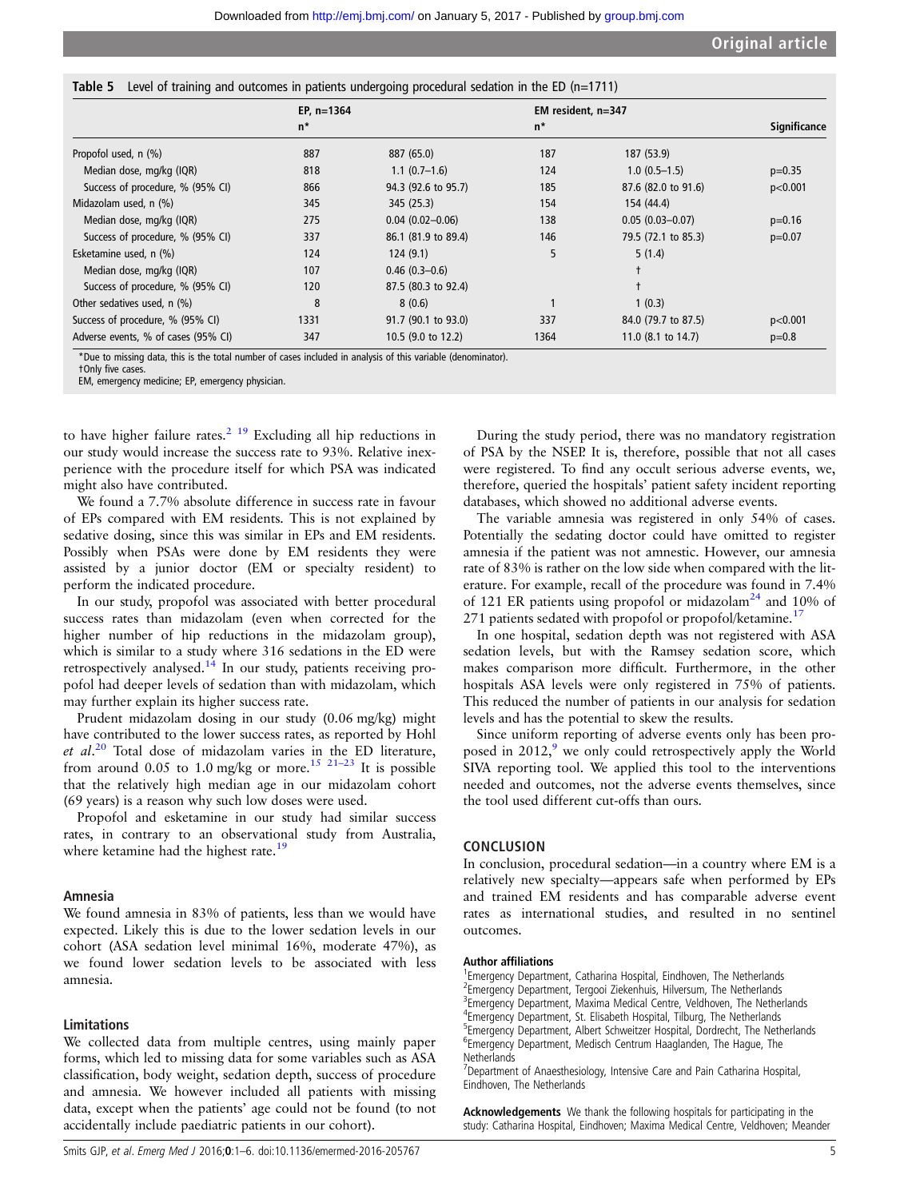**Table 5** Level of training and outcomes in patients undergoing procedural sedation in the ED (n=1711)

| | EP, n=1364 | | EM resident, n=347 | | |
|---|---|---|---|---|---|
| | n* | | n* | | Significance |
| Propofol used, n (%) | 887 | 887 (65.0) | 187 | 187 (53.9) | |
| Median dose, mg/kg (IQR) | 818 | 1.1 (0.7–1.6) | 124 | 1.0 (0.5–1.5) | p=0.35 |
| Success of procedure, % (95% CI) | 866 | 94.3 (92.6 to 95.7) | 185 | 87.6 (82.0 to 91.6) | p<0.001 |
| Midazolam used, n (%) | 345 | 345 (25.3) | 154 | 154 (44.4) | |
| Median dose, mg/kg (IQR) | 275 | 0.04 (0.02–0.06) | 138 | 0.05 (0.03–0.07) | p=0.16 |
| Success of procedure, % (95% CI) | 337 | 86.1 (81.9 to 89.4) | 146 | 79.5 (72.1 to 85.3) | p=0.07 |
| Esketamine used, n (%) | 124 | 124 (9.1) | 5 | 5 (1.4) | |
| Median dose, mg/kg (IQR) | 107 | 0.46 (0.3–0.6) | | † | |
| Success of procedure, % (95% CI) | 120 | 87.5 (80.3 to 92.4) | | † | |
| Other sedatives used, n (%) | 8 | 8 (0.6) | 1 | 1 (0.3) | |
| Success of procedure, % (95% CI) | 1331 | 91.7 (90.1 to 93.0) | 337 | 84.0 (79.7 to 87.5) | p<0.001 |
| Adverse events, % of cases (95% CI) | 347 | 10.5 (9.0 to 12.2) | 1364 | 11.0 (8.1 to 14.7) | p=0.8 |

*Due to missing data, this is the total number of cases included in analysis of this variable (denominator).
†Only five cases.
EM, emergency medicine; EP, emergency physician.

to have higher failure rates.[2 19] Excluding all hip reductions in our study would increase the success rate to 93%. Relative inexperience with the procedure itself for which PSA was indicated might also have contributed.

We found a 7.7% absolute difference in success rate in favour of EPs compared with EM residents. This is not explained by sedative dosing, since this was similar in EPs and EM residents. Possibly when PSAs were done by EM residents they were assisted by a junior doctor (EM or specialty resident) to perform the indicated procedure.

In our study, propofol was associated with better procedural success rates than midazolam (even when corrected for the higher number of hip reductions in the midazolam group), which is similar to a study where 316 sedations in the ED were retrospectively analysed.[14] In our study, patients receiving propofol had deeper levels of sedation than with midazolam, which may further explain its higher success rate.

Prudent midazolam dosing in our study (0.06 mg/kg) might have contributed to the lower success rates, as reported by Hohl *et al*.[20] Total dose of midazolam varies in the ED literature, from around 0.05 to 1.0 mg/kg or more.[15 21–23] It is possible that the relatively high median age in our midazolam cohort (69 years) is a reason why such low doses were used.

Propofol and esketamine in our study had similar success rates, in contrary to an observational study from Australia, where ketamine had the highest rate.[19]

### Amnesia

We found amnesia in 83% of patients, less than we would have expected. Likely this is due to the lower sedation levels in our cohort (ASA sedation level minimal 16%, moderate 47%), as we found lower sedation levels to be associated with less amnesia.

### Limitations

We collected data from multiple centres, using mainly paper forms, which led to missing data for some variables such as ASA classification, body weight, sedation depth, success of procedure and amnesia. We however included all patients with missing data, except when the patients' age could not be found (to not accidentally include paediatric patients in our cohort).

During the study period, there was no mandatory registration of PSA by the NSEP. It is, therefore, possible that not all cases were registered. To find any occult serious adverse events, we, therefore, queried the hospitals' patient safety incident reporting databases, which showed no additional adverse events.

The variable amnesia was registered in only 54% of cases. Potentially the sedating doctor could have omitted to register amnesia if the patient was not amnestic. However, our amnesia rate of 83% is rather on the low side when compared with the literature. For example, recall of the procedure was found in 7.4% of 121 ER patients using propofol or midazolam[24] and 10% of 271 patients sedated with propofol or propofol/ketamine.[17]

In one hospital, sedation depth was not registered with ASA sedation levels, but with the Ramsey sedation score, which makes comparison more difficult. Furthermore, in the other hospitals ASA levels were only registered in 75% of patients. This reduced the number of patients in our analysis for sedation levels and has the potential to skew the results.

Since uniform reporting of adverse events only has been proposed in 2012,[9] we only could retrospectively apply the World SIVA reporting tool. We applied this tool to the interventions needed and outcomes, not the adverse events themselves, since the tool used different cut-offs than ours.

## CONCLUSION

In conclusion, procedural sedation—in a country where EM is a relatively new specialty—appears safe when performed by EPs and trained EM residents and has comparable adverse event rates as international studies, and resulted in no sentinel outcomes.

**Author affiliations**
[1]Emergency Department, Catharina Hospital, Eindhoven, The Netherlands
[2]Emergency Department, Tergooi Ziekenhuis, Hilversum, The Netherlands
[3]Emergency Department, Maxima Medical Centre, Veldhoven, The Netherlands
[4]Emergency Department, St. Elisabeth Hospital, Tilburg, The Netherlands
[5]Emergency Department, Albert Schweitzer Hospital, Dordrecht, The Netherlands
[6]Emergency Department, Medisch Centrum Haaglanden, The Hague, The Netherlands
[7]Department of Anaesthesiology, Intensive Care and Pain Catharina Hospital, Eindhoven, The Netherlands

**Acknowledgements** We thank the following hospitals for participating in the study: Catharina Hospital, Eindhoven; Maxima Medical Centre, Veldhoven; Meander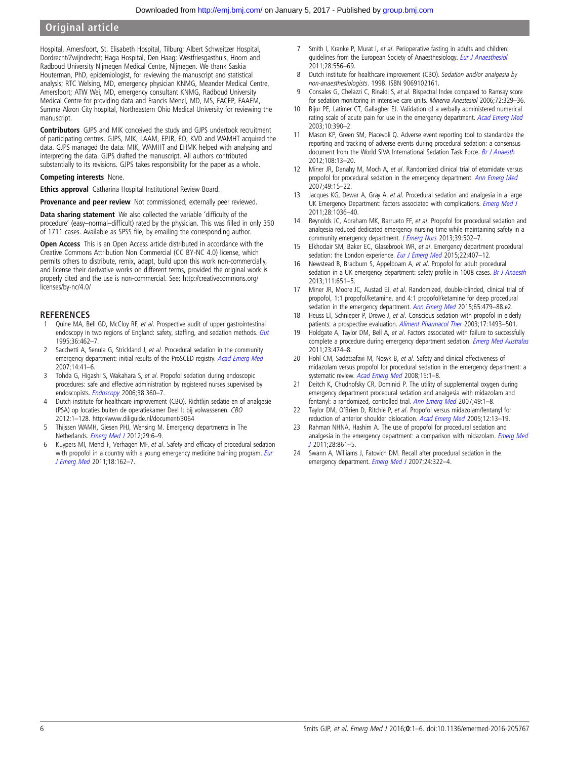Hospital, Amersfoort, St. Elisabeth Hospital, Tilburg; Albert Schweitzer Hospital, Dordrecht/Zwijndrecht; Haga Hospital, Den Haag; Westfriesgasthuis, Hoorn and Radboud University Nijmegen Medical Centre, Nijmegen. We thank Saskia Houterman, PhD, epidemiologist, for reviewing the manuscript and statistical analysis; RTC Welsing, MD, emergency physician KNMG, Meander Medical Centre, Amersfoort; ATW Wei, MD, emergency consultant KNMG, Radboud University Medical Centre for providing data and Francis Mencl, MD, MS, FACEP, FAAEM, Summa Akron City hospital, Northeastern Ohio Medical University for reviewing the manuscript.

**Contributors** GJPS and MIK conceived the study and GJPS undertook recruitment of participating centres. GJPS, MIK, LAAM, EPJR, EO, KVD and WAMHT acquired the data. GJPS managed the data. MIK, WAMHT and EHMK helped with analysing and interpreting the data. GJPS drafted the manuscript. All authors contributed substantially to its revisions. GJPS takes responsibility for the paper as a whole.

**Competing interests** None.

**Ethics approval** Catharina Hospital Institutional Review Board.

**Provenance and peer review** Not commissioned; externally peer reviewed.

**Data sharing statement** We also collected the variable 'difficulty of the procedure' (easy–normal–difficult) rated by the physician. This was filled in only 350 of 1711 cases. Available as SPSS file, by emailing the corresponding author.

**Open Access** This is an Open Access article distributed in accordance with the Creative Commons Attribution Non Commercial (CC BY-NC 4.0) license, which permits others to distribute, remix, adapt, build upon this work non-commercially, and license their derivative works on different terms, provided the original work is properly cited and the use is non-commercial. See: http://creativecommons.org/licenses/by-nc/4.0/

## REFERENCES

1. Quine MA, Bell GD, McCloy RF, *et al*. Prospective audit of upper gastrointestinal endoscopy in two regions of England: safety, staffing, and sedation methods. *Gut* 1995;36:462–7.
2. Sacchetti A, Senula G, Strickland J, *et al*. Procedural sedation in the community emergency department: initial results of the ProSCED registry. *Acad Emerg Med* 2007;14:41–6.
3. Tohda G, Higashi S, Wakahara S, *et al*. Propofol sedation during endoscopic procedures: safe and effective administration by registered nurses supervised by endoscopists. *Endoscopy* 2006;38:360–7.
4. Dutch institute for healthcare improvement (CBO). Richtlijn sedatie en of analgesie (PSA) op locaties buiten de operatiekamer Deel I: bij volwassenen. *CBO* 2012:1–128. http://www.diliguide.nl/document/3064
5. Thijssen WAMH, Giesen PHJ, Wensing M. Emergency departments in The Netherlands. *Emerg Med J* 2012;29:6–9.
6. Kuypers MI, Mencl F, Verhagen MF, *et al*. Safety and efficacy of procedural sedation with propofol in a country with a young emergency medicine training program. *Eur J Emerg Med* 2011;18:162–7.
7. Smith I, Kranke P, Murat I, *et al*. Perioperative fasting in adults and children: guidelines from the European Society of Anaesthesiology. *Eur J Anaesthesiol* 2011;28:556–69.
8. Dutch institute for healthcare improvement (CBO). *Sedation and/or analgesia by non-anaesthesiologists*. 1998. ISBN 9069102161.
9. Consales G, Chelazzi C, Rinaldi S, *et al*. Bispectral Index compared to Ramsay score for sedation monitoring in intensive care units. *Minerva Anestesiol* 2006;72:329–36.
10. Bijur PE, Latimer CT, Gallagher EJ. Validation of a verbally administered numerical rating scale of acute pain for use in the emergency department. *Acad Emerg Med* 2003;10:390–2.
11. Mason KP, Green SM, Piacevoli Q. Adverse event reporting tool to standardize the reporting and tracking of adverse events during procedural sedation: a consensus document from the World SIVA International Sedation Task Force. *Br J Anaesth* 2012;108:13–20.
12. Miner JR, Danahy M, Moch A, *et al*. Randomized clinical trial of etomidate versus propofol for procedural sedation in the emergency department. *Ann Emerg Med* 2007;49:15–22.
13. Jacques KG, Dewar A, Gray A, *et al*. Procedural sedation and analgesia in a large UK Emergency Department: factors associated with complications. *Emerg Med J* 2011;28:1036–40.
14. Reynolds JC, Abraham MK, Barrueto FF, *et al*. Propofol for procedural sedation and analgesia reduced dedicated emergency nursing time while maintaining safety in a community emergency department. *J Emerg Nurs* 2013;39:502–7.
15. Elkhodair SM, Baker EC, Glasebrook WR, *et al*. Emergency department procedural sedation: the London experience. *Eur J Emerg Med* 2015;22:407–12.
16. Newstead B, Bradburn S, Appelboam A, *et al*. Propofol for adult procedural sedation in a UK emergency department: safety profile in 1008 cases. *Br J Anaesth* 2013;111:651–5.
17. Miner JR, Moore JC, Austad EJ, *et al*. Randomized, double-blinded, clinical trial of propofol, 1:1 propofol/ketamine, and 4:1 propofol/ketamine for deep procedural sedation in the emergency department. *Ann Emerg Med* 2015;65:479–88.e2.
18. Heuss LT, Schnieper P, Drewe J, *et al*. Conscious sedation with propofol in elderly patients: a prospective evaluation. *Aliment Pharmacol Ther* 2003;17:1493–501.
19. Holdgate A, Taylor DM, Bell A, *et al*. Factors associated with failure to successfully complete a procedure during emergency department sedation. *Emerg Med Australas* 2011;23:474–8.
20. Hohl CM, Sadatsafavi M, Nosyk B, *et al*. Safety and clinical effectiveness of midazolam versus propofol for procedural sedation in the emergency department: a systematic review. *Acad Emerg Med* 2008;15:1–8.
21. Deitch K, Chudnofsky CR, Dominici P. The utility of supplemental oxygen during emergency department procedural sedation and analgesia with midazolam and fentanyl: a randomized, controlled trial. *Ann Emerg Med* 2007;49:1–8.
22. Taylor DM, O'Brien D, Ritchie P, *et al*. Propofol versus midazolam/fentanyl for reduction of anterior shoulder dislocation. *Acad Emerg Med* 2005;12:13–19.
23. Rahman NHNA, Hashim A. The use of propofol for procedural sedation and analgesia in the emergency department: a comparison with midazolam. *Emerg Med J* 2011;28:861–5.
24. Swann A, Williams J, Fatovich DM. Recall after procedural sedation in the emergency department. *Emerg Med J* 2007;24:322–4.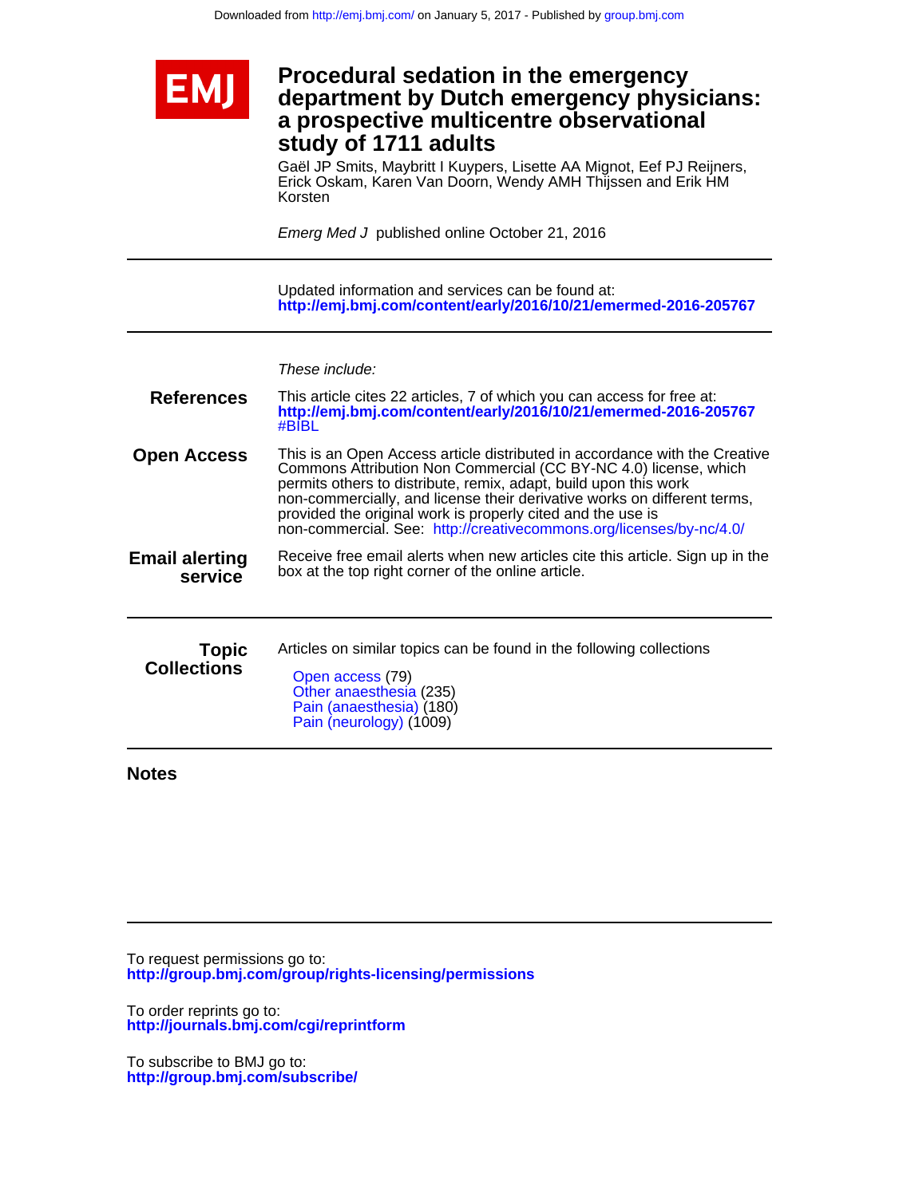# Procedural sedation in the emergency department by Dutch emergency physicians: a prospective multicentre observational study of 1711 adults

Gaël JP Smits, Maybritt I Kuypers, Lisette AA Mignot, Eef PJ Reijners, Erick Oskam, Karen Van Doorn, Wendy AMH Thijssen and Erik HM Korsten

*Emerg Med J* published online October 21, 2016

Updated information and services can be found at:
**http://emj.bmj.com/content/early/2016/10/21/emermed-2016-205767**

*These include:*

**References**
This article cites 22 articles, 7 of which you can access for free at:
**http://emj.bmj.com/content/early/2016/10/21/emermed-2016-205767#BIBL**

**Open Access**
This is an Open Access article distributed in accordance with the Creative Commons Attribution Non Commercial (CC BY-NC 4.0) license, which permits others to distribute, remix, adapt, build upon this work non-commercially, and license their derivative works on different terms, provided the original work is properly cited and the use is non-commercial. See: http://creativecommons.org/licenses/by-nc/4.0/

**Email alerting service**
Receive free email alerts when new articles cite this article. Sign up in the box at the top right corner of the online article.

**Topic Collections**
Articles on similar topics can be found in the following collections

- Open access (79)
- Other anaesthesia (235)
- Pain (anaesthesia) (180)
- Pain (neurology) (1009)

## Notes

To request permissions go to:
**http://group.bmj.com/group/rights-licensing/permissions**

To order reprints go to:
**http://journals.bmj.com/cgi/reprintform**

To subscribe to BMJ go to:
**http://group.bmj.com/subscribe/**